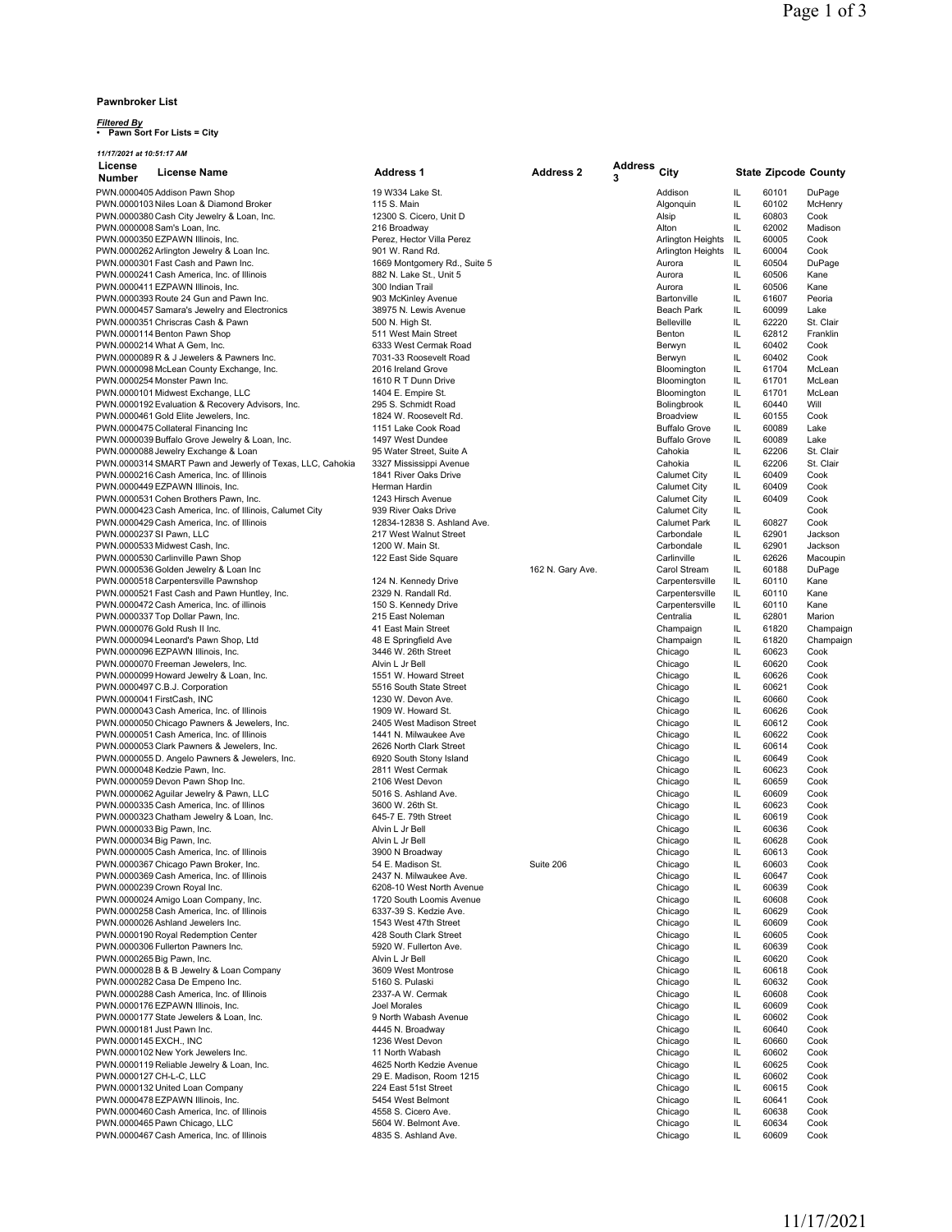**Pawnbroker List**

***Filtered By***
- **Pawn Sort For Lists = City**

*11/17/2021 at 10:51:17 AM*

| License Number | License Name | Address 1 | Address 2 | Address 3 | City | State | Zipcode | County |
|---|---|---|---|---|---|---|---|---|
| PWN.0000405 | Addison Pawn Shop | 19 W334 Lake St. | | | Addison | IL | 60101 | DuPage |
| PWN.0000103 | Niles Loan & Diamond Broker | 115 S. Main | | | Algonquin | IL | 60102 | McHenry |
| PWN.0000380 | Cash City Jewelry & Loan, Inc. | 12300 S. Cicero, Unit D | | | Alsip | IL | 60803 | Cook |
| PWN.0000008 | Sam's Loan, Inc. | 216 Broadway | | | Alton | IL | 62002 | Madison |
| PWN.0000350 | EZPAWN Illinois, Inc. | Perez, Hector Villa Perez | | | Arlington Heights | IL | 60005 | Cook |
| PWN.0000262 | Arlington Jewelry & Loan Inc. | 901 W. Rand Rd. | | | Arlington Heights | IL | 60004 | Cook |
| PWN.0000301 | Fast Cash and Pawn Inc. | 1669 Montgomery Rd., Suite 5 | | | Aurora | IL | 60504 | DuPage |
| PWN.0000241 | Cash America, Inc. of Illinois | 882 N. Lake St., Unit 5 | | | Aurora | IL | 60506 | Kane |
| PWN.0000411 | EZPAWN Illinois, Inc. | 300 Indian Trail | | | Aurora | IL | 60506 | Kane |
| PWN.0000393 | Route 24 Gun and Pawn Inc. | 903 McKinley Avenue | | | Bartonville | IL | 61607 | Peoria |
| PWN.0000457 | Samara's Jewelry and Electronics | 38975 N. Lewis Avenue | | | Beach Park | IL | 60099 | Lake |
| PWN.0000351 | Chriscras Cash & Pawn | 500 N. High St. | | | Belleville | IL | 62220 | St. Clair |
| PWN.0000114 | Benton Pawn Shop | 511 West Main Street | | | Benton | IL | 62812 | Franklin |
| PWN.0000214 | What A Gem, Inc. | 6333 West Cermak Road | | | Berwyn | IL | 60402 | Cook |
| PWN.0000089 | R & J Jewelers & Pawners Inc. | 7031-33 Roosevelt Road | | | Berwyn | IL | 60402 | Cook |
| PWN.0000098 | McLean County Exchange, Inc. | 2016 Ireland Grove | | | Bloomington | IL | 61704 | McLean |
| PWN.0000254 | Monster Pawn Inc. | 1610 R T Dunn Drive | | | Bloomington | IL | 61701 | McLean |
| PWN.0000101 | Midwest Exchange, LLC | 1404 E. Empire St. | | | Bloomington | IL | 61701 | McLean |
| PWN.0000192 | Evaluation & Recovery Advisors, Inc. | 295 S. Schmidt Road | | | Bolingbrook | IL | 60440 | Will |
| PWN.0000461 | Gold Elite Jewelers, Inc. | 1824 W. Roosevelt Rd. | | | Broadview | IL | 60155 | Cook |
| PWN.0000475 | Collateral Financing Inc | 1151 Lake Cook Road | | | Buffalo Grove | IL | 60089 | Lake |
| PWN.0000039 | Buffalo Grove Jewelry & Loan, Inc. | 1497 West Dundee | | | Buffalo Grove | IL | 60089 | Lake |
| PWN.0000088 | Jewelry Exchange & Loan | 95 Water Street, Suite A | | | Cahokia | IL | 62206 | St. Clair |
| PWN.0000314 | SMART Pawn and Jewerly of Texas, LLC, Cahokia | 3327 Mississippi Avenue | | | Cahokia | IL | 62206 | St. Clair |
| PWN.0000216 | Cash America, Inc. of Illinois | 1841 River Oaks Drive | | | Calumet City | IL | 60409 | Cook |
| PWN.0000449 | EZPAWN Illinois, Inc. | Herman Hardin | | | Calumet City | IL | 60409 | Cook |
| PWN.0000531 | Cohen Brothers Pawn, Inc. | 1243 Hirsch Avenue | | | Calumet City | IL | 60409 | Cook |
| PWN.0000423 | Cash America, Inc. of Illinois, Calumet City | 939 River Oaks Drive | | | Calumet City | IL | | Cook |
| PWN.0000429 | Cash America, Inc. of Illinois | 12834-12838 S. Ashland Ave. | | | Calumet Park | IL | 60827 | Cook |
| PWN.0000237 | SI Pawn, LLC | 217 West Walnut Street | | | Carbondale | IL | 62901 | Jackson |
| PWN.0000533 | Midwest Cash, Inc. | 1200 W. Main St. | | | Carbondale | IL | 62901 | Jackson |
| PWN.0000530 | Carlinville Pawn Shop | 122 East Side Square | | | Carlinville | IL | 62626 | Macoupin |
| PWN.0000536 | Golden Jewelry & Loan Inc | | 162 N. Gary Ave. | | Carol Stream | IL | 60188 | DuPage |
| PWN.0000518 | Carpentersville Pawnshop | 124 N. Kennedy Drive | | | Carpentersville | IL | 60110 | Kane |
| PWN.0000521 | Fast Cash and Pawn Huntley, Inc. | 2329 N. Randall Rd. | | | Carpentersville | IL | 60110 | Kane |
| PWN.0000472 | Cash America, Inc. of illinois | 150 S. Kennedy Drive | | | Carpentersville | IL | 60110 | Kane |
| PWN.0000337 | Top Dollar Pawn, Inc. | 215 East Noleman | | | Centralia | IL | 62801 | Marion |
| PWN.0000076 | Gold Rush II Inc. | 41 East Main Street | | | Champaign | IL | 61820 | Champaign |
| PWN.0000094 | Leonard's Pawn Shop, Ltd | 48 E Springfield Ave | | | Champaign | IL | 61820 | Champaign |
| PWN.0000096 | EZPAWN Illinois, Inc. | 3446 W. 26th Street | | | Chicago | IL | 60623 | Cook |
| PWN.0000070 | Freeman Jewelers, Inc. | Alvin L Jr Bell | | | Chicago | IL | 60620 | Cook |
| PWN.0000099 | Howard Jewelry & Loan, Inc. | 1551 W. Howard Street | | | Chicago | IL | 60626 | Cook |
| PWN.0000497 | C.B.J. Corporation | 5516 South State Street | | | Chicago | IL | 60621 | Cook |
| PWN.0000041 | FirstCash, INC | 1230 W. Devon Ave. | | | Chicago | IL | 60660 | Cook |
| PWN.0000043 | Cash America, Inc. of Illinois | 1909 W. Howard St. | | | Chicago | IL | 60626 | Cook |
| PWN.0000050 | Chicago Pawners & Jewelers, Inc. | 2405 West Madison Street | | | Chicago | IL | 60612 | Cook |
| PWN.0000051 | Cash America, Inc. of Illinois | 1441 N. Milwaukee Ave | | | Chicago | IL | 60622 | Cook |
| PWN.0000053 | Clark Pawners & Jewelers, Inc. | 2626 North Clark Street | | | Chicago | IL | 60614 | Cook |
| PWN.0000055 | D. Angelo Pawners & Jewelers, Inc. | 6920 South Stony Island | | | Chicago | IL | 60649 | Cook |
| PWN.0000048 | Kedzie Pawn, Inc. | 2811 West Cermak | | | Chicago | IL | 60623 | Cook |
| PWN.0000059 | Devon Pawn Shop Inc. | 2106 West Devon | | | Chicago | IL | 60659 | Cook |
| PWN.0000062 | Aguilar Jewelry & Pawn, LLC | 5016 S. Ashland Ave. | | | Chicago | IL | 60609 | Cook |
| PWN.0000335 | Cash America, Inc. of Illinos | 3600 W. 26th St. | | | Chicago | IL | 60623 | Cook |
| PWN.0000323 | Chatham Jewelry & Loan, Inc. | 645-7 E. 79th Street | | | Chicago | IL | 60619 | Cook |
| PWN.0000033 | Big Pawn, Inc. | Alvin L Jr Bell | | | Chicago | IL | 60636 | Cook |
| PWN.0000034 | Big Pawn, Inc. | Alvin L Jr Bell | | | Chicago | IL | 60628 | Cook |
| PWN.0000005 | Cash America, Inc. of Illinois | 3900 N Broadway | | | Chicago | IL | 60613 | Cook |
| PWN.0000367 | Chicago Pawn Broker, Inc. | 54 E. Madison St. | Suite 206 | | Chicago | IL | 60603 | Cook |
| PWN.0000369 | Cash America, Inc. of Illinois | 2437 N. Milwaukee Ave. | | | Chicago | IL | 60647 | Cook |
| PWN.0000239 | Crown Royal Inc. | 6208-10 West North Avenue | | | Chicago | IL | 60639 | Cook |
| PWN.0000024 | Amigo Loan Company, Inc. | 1720 South Loomis Avenue | | | Chicago | IL | 60608 | Cook |
| PWN.0000258 | Cash America, Inc. of Illinois | 6337-39 S. Kedzie Ave. | | | Chicago | IL | 60629 | Cook |
| PWN.0000026 | Ashland Jewelers Inc. | 1543 West 47th Street | | | Chicago | IL | 60609 | Cook |
| PWN.0000190 | Royal Redemption Center | 428 South Clark Street | | | Chicago | IL | 60605 | Cook |
| PWN.0000306 | Fullerton Pawners Inc. | 5920 W. Fullerton Ave. | | | Chicago | IL | 60639 | Cook |
| PWN.0000265 | Big Pawn, Inc. | Alvin L Jr Bell | | | Chicago | IL | 60620 | Cook |
| PWN.0000028 | B & B Jewelry & Loan Company | 3609 West Montrose | | | Chicago | IL | 60618 | Cook |
| PWN.0000282 | Casa De Empeno Inc. | 5160 S. Pulaski | | | Chicago | IL | 60632 | Cook |
| PWN.0000288 | Cash America, Inc. of Illinois | 2337-A W. Cermak | | | Chicago | IL | 60608 | Cook |
| PWN.0000176 | EZPAWN Illinois, Inc. | Joel Morales | | | Chicago | IL | 60609 | Cook |
| PWN.0000177 | State Jewelers & Loan, Inc. | 9 North Wabash Avenue | | | Chicago | IL | 60602 | Cook |
| PWN.0000181 | Just Pawn Inc. | 4445 N. Broadway | | | Chicago | IL | 60640 | Cook |
| PWN.0000145 | EXCH., INC | 1236 West Devon | | | Chicago | IL | 60660 | Cook |
| PWN.0000102 | New York Jewelers Inc. | 11 North Wabash | | | Chicago | IL | 60602 | Cook |
| PWN.0000119 | Reliable Jewelry & Loan, Inc. | 4625 North Kedzie Avenue | | | Chicago | IL | 60625 | Cook |
| PWN.0000127 | CH-L-C, LLC | 29 E. Madison, Room 1215 | | | Chicago | IL | 60602 | Cook |
| PWN.0000132 | United Loan Company | 224 East 51st Street | | | Chicago | IL | 60615 | Cook |
| PWN.0000478 | EZPAWN Illinois, Inc. | 5454 West Belmont | | | Chicago | IL | 60641 | Cook |
| PWN.0000460 | Cash America, Inc. of Illinois | 4558 S. Cicero Ave. | | | Chicago | IL | 60638 | Cook |
| PWN.0000465 | Pawn Chicago, LLC | 5604 W. Belmont Ave. | | | Chicago | IL | 60634 | Cook |
| PWN.0000467 | Cash America, Inc. of Illinois | 4835 S. Ashland Ave. | | | Chicago | IL | 60609 | Cook |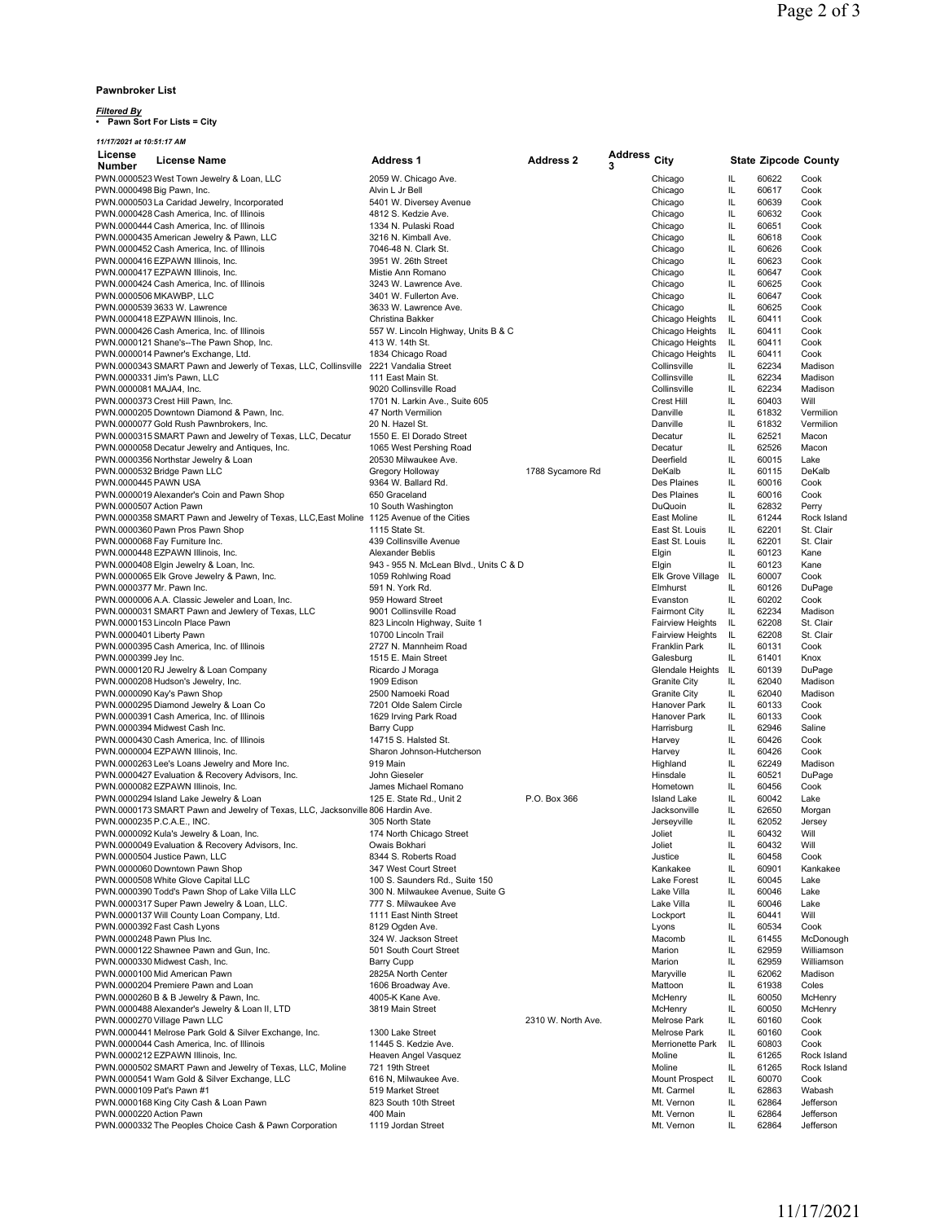**Pawnbroker List**

***Filtered By***
- **Pawn Sort For Lists = City**

*11/17/2021 at 10:51:17 AM*

| License Number | License Name | Address 1 | Address 2 | Address 3 | City | State | Zipcode | County |
|---|---|---|---|---|---|---|---|---|
| PWN.0000523 | West Town Jewelry & Loan, LLC | 2059 W. Chicago Ave. | | | Chicago | IL | 60622 | Cook |
| PWN.0000498 | Big Pawn, Inc. | Alvin L Jr Bell | | | Chicago | IL | 60617 | Cook |
| PWN.0000503 | La Caridad Jewelry, Incorporated | 5401 W. Diversey Avenue | | | Chicago | IL | 60639 | Cook |
| PWN.0000428 | Cash America, Inc. of Illinois | 4812 S. Kedzie Ave. | | | Chicago | IL | 60632 | Cook |
| PWN.0000444 | Cash America, Inc. of Illinois | 1334 N. Pulaski Road | | | Chicago | IL | 60651 | Cook |
| PWN.0000435 | American Jewelry & Pawn, LLC | 3216 N. Kimball Ave. | | | Chicago | IL | 60618 | Cook |
| PWN.0000452 | Cash America, Inc. of Illinois | 7046-48 N. Clark St. | | | Chicago | IL | 60626 | Cook |
| PWN.0000416 | EZPAWN Illinois, Inc. | 3951 W. 26th Street | | | Chicago | IL | 60623 | Cook |
| PWN.0000417 | EZPAWN Illinois, Inc. | Mistie Ann Romano | | | Chicago | IL | 60647 | Cook |
| PWN.0000424 | Cash America, Inc. of Illinois | 3243 W. Lawrence Ave. | | | Chicago | IL | 60625 | Cook |
| PWN.0000506 | MKAWBP, LLC | 3401 W. Fullerton Ave. | | | Chicago | IL | 60647 | Cook |
| PWN.0000539 | 3633 W. Lawrence | 3633 W. Lawrence Ave. | | | Chicago | IL | 60625 | Cook |
| PWN.0000418 | EZPAWN Illinois, Inc. | Christina Bakker | | | Chicago Heights | IL | 60411 | Cook |
| PWN.0000426 | Cash America, Inc. of Illinois | 557 W. Lincoln Highway, Units B & C | | | Chicago Heights | IL | 60411 | Cook |
| PWN.0000121 | Shane's--The Pawn Shop, Inc. | 413 W. 14th St. | | | Chicago Heights | IL | 60411 | Cook |
| PWN.0000014 | Pawner's Exchange, Ltd. | 1834 Chicago Road | | | Chicago Heights | IL | 60411 | Cook |
| PWN.0000343 | SMART Pawn and Jewerly of Texas, LLC, Collinsville | 2221 Vandalia Street | | | Collinsville | IL | 62234 | Madison |
| PWN.0000331 | Jim's Pawn, LLC | 111 East Main St. | | | Collinsville | IL | 62234 | Madison |
| PWN.0000081 | MAJA4, Inc. | 9020 Collinsville Road | | | Collinsville | IL | 62234 | Madison |
| PWN.0000373 | Crest Hill Pawn, Inc. | 1701 N. Larkin Ave., Suite 605 | | | Crest Hill | IL | 60403 | Will |
| PWN.0000205 | Downtown Diamond & Pawn, Inc. | 47 North Vermilion | | | Danville | IL | 61832 | Vermilion |
| PWN.0000077 | Gold Rush Pawnbrokers, Inc. | 20 N. Hazel St. | | | Danville | IL | 61832 | Vermilion |
| PWN.0000315 | SMART Pawn and Jewelry of Texas, LLC, Decatur | 1550 E. El Dorado Street | | | Decatur | IL | 62521 | Macon |
| PWN.0000058 | Decatur Jewelry and Antiques, Inc. | 1065 West Pershing Road | | | Decatur | IL | 62526 | Macon |
| PWN.0000356 | Northstar Jewelry & Loan | 20530 Milwaukee Ave. | | | Deerfield | IL | 60015 | Lake |
| PWN.0000532 | Bridge Pawn LLC | Gregory Holloway | 1788 Sycamore Rd | | DeKalb | IL | 60115 | DeKalb |
| PWN.0000445 | PAWN USA | 9364 W. Ballard Rd. | | | Des Plaines | IL | 60016 | Cook |
| PWN.0000019 | Alexander's Coin and Pawn Shop | 650 Graceland | | | Des Plaines | IL | 60016 | Cook |
| PWN.0000507 | Action Pawn | 10 South Washington | | | DuQuoin | IL | 62832 | Perry |
| PWN.0000358 | SMART Pawn and Jewelry of Texas, LLC,East Moline | 1125 Avenue of the Cities | | | East Moline | IL | 61244 | Rock Island |
| PWN.0000360 | Pawn Pros Pawn Shop | 1115 State St. | | | East St. Louis | IL | 62201 | St. Clair |
| PWN.0000068 | Fay Furniture Inc. | 439 Collinsville Avenue | | | East St. Louis | IL | 62201 | St. Clair |
| PWN.0000448 | EZPAWN Illinois, Inc. | Alexander Beblis | | | Elgin | IL | 60123 | Kane |
| PWN.0000408 | Elgin Jewelry & Loan, Inc. | 943 - 955 N. McLean Blvd., Units C & D | | | Elgin | IL | 60123 | Kane |
| PWN.0000065 | Elk Grove Jewelry & Pawn, Inc. | 1059 Rohlwing Road | | | Elk Grove Village | IL | 60007 | Cook |
| PWN.0000377 | Mr. Pawn Inc. | 591 N. York Rd. | | | Elmhurst | IL | 60126 | DuPage |
| PWN.0000006 | A.A. Classic Jeweler and Loan, Inc. | 959 Howard Street | | | Evanston | IL | 60202 | Cook |
| PWN.0000031 | SMART Pawn and Jewlery of Texas, LLC | 9001 Collinsville Road | | | Fairmont City | IL | 62234 | Madison |
| PWN.0000153 | Lincoln Place Pawn | 823 Lincoln Highway, Suite 1 | | | Fairview Heights | IL | 62208 | St. Clair |
| PWN.0000401 | Liberty Pawn | 10700 Lincoln Trail | | | Fairview Heights | IL | 62208 | St. Clair |
| PWN.0000395 | Cash America, Inc. of Illinois | 2727 N. Mannheim Road | | | Franklin Park | IL | 60131 | Cook |
| PWN.0000399 | Jey Inc. | 1515 E. Main Street | | | Galesburg | IL | 61401 | Knox |
| PWN.0000120 | RJ Jewelry & Loan Company | Ricardo J Moraga | | | Glendale Heights | IL | 60139 | DuPage |
| PWN.0000208 | Hudson's Jewelry, Inc. | 1909 Edison | | | Granite City | IL | 62040 | Madison |
| PWN.0000090 | Kay's Pawn Shop | 2500 Namoeki Road | | | Granite City | IL | 62040 | Madison |
| PWN.0000295 | Diamond Jewelry & Loan Co | 7201 Olde Salem Circle | | | Hanover Park | IL | 60133 | Cook |
| PWN.0000391 | Cash America, Inc. of Illinois | 1629 Irving Park Road | | | Hanover Park | IL | 60133 | Cook |
| PWN.0000394 | Midwest Cash Inc. | Barry Cupp | | | Harrisburg | IL | 62946 | Saline |
| PWN.0000430 | Cash America, Inc. of Illinois | 14715 S. Halsted St. | | | Harvey | IL | 60426 | Cook |
| PWN.0000004 | EZPAWN Illinois, Inc. | Sharon Johnson-Hutcherson | | | Harvey | IL | 60426 | Cook |
| PWN.0000263 | Lee's Loans Jewelry and More Inc. | 919 Main | | | Highland | IL | 62249 | Madison |
| PWN.0000427 | Evaluation & Recovery Advisors, Inc. | John Gieseler | | | Hinsdale | IL | 60521 | DuPage |
| PWN.0000082 | EZPAWN Illinois, Inc. | James Michael Romano | | | Hometown | IL | 60456 | Cook |
| PWN.0000294 | Island Lake Jewelry & Loan | 125 E. State Rd., Unit 2 | P.O. Box 366 | | Island Lake | IL | 60042 | Lake |
| PWN.0000173 | SMART Pawn and Jewelry of Texas, LLC, Jacksonville | 806 Hardin Ave. | | | Jacksonville | IL | 62650 | Morgan |
| PWN.0000235 | P.C.A.E., INC. | 305 North State | | | Jerseyville | IL | 62052 | Jersey |
| PWN.0000092 | Kula's Jewelry & Loan, Inc. | 174 North Chicago Street | | | Joliet | IL | 60432 | Will |
| PWN.0000049 | Evaluation & Recovery Advisors, Inc. | Owais Bokhari | | | Joliet | IL | 60432 | Will |
| PWN.0000504 | Justice Pawn, LLC | 8344 S. Roberts Road | | | Justice | IL | 60458 | Cook |
| PWN.0000060 | Downtown Pawn Shop | 347 West Court Street | | | Kankakee | IL | 60901 | Kankakee |
| PWN.0000508 | White Glove Capital LLC | 100 S. Saunders Rd., Suite 150 | | | Lake Forest | IL | 60045 | Lake |
| PWN.0000390 | Todd's Pawn Shop of Lake Villa LLC | 300 N. Milwaukee Avenue, Suite G | | | Lake Villa | IL | 60046 | Lake |
| PWN.0000317 | Super Pawn Jewelry & Loan, LLC. | 777 S. Milwaukee Ave | | | Lake Villa | IL | 60046 | Lake |
| PWN.0000137 | Will County Loan Company, Ltd. | 1111 East Ninth Street | | | Lockport | IL | 60441 | Will |
| PWN.0000392 | Fast Cash Lyons | 8129 Ogden Ave. | | | Lyons | IL | 60534 | Cook |
| PWN.0000248 | Pawn Plus Inc. | 324 W. Jackson Street | | | Macomb | IL | 61455 | McDonough |
| PWN.0000122 | Shawnee Pawn and Gun, Inc. | 501 South Court Street | | | Marion | IL | 62959 | Williamson |
| PWN.0000330 | Midwest Cash, Inc. | Barry Cupp | | | Marion | IL | 62959 | Williamson |
| PWN.0000100 | Mid American Pawn | 2825A North Center | | | Maryville | IL | 62062 | Madison |
| PWN.0000204 | Premiere Pawn and Loan | 1606 Broadway Ave. | | | Mattoon | IL | 61938 | Coles |
| PWN.0000260 | B & B Jewelry & Pawn, Inc. | 4005-K Kane Ave. | | | McHenry | IL | 60050 | McHenry |
| PWN.0000488 | Alexander's Jewelry & Loan II, LTD | 3819 Main Street | | | McHenry | IL | 60050 | McHenry |
| PWN.0000270 | Village Pawn LLC | | 2310 W. North Ave. | | Melrose Park | IL | 60160 | Cook |
| PWN.0000441 | Melrose Park Gold & Silver Exchange, Inc. | 1300 Lake Street | | | Melrose Park | IL | 60160 | Cook |
| PWN.0000044 | Cash America, Inc. of Illinois | 11445 S. Kedzie Ave. | | | Merrionette Park | IL | 60803 | Cook |
| PWN.0000212 | EZPAWN Illinois, Inc. | Heaven Angel Vasquez | | | Moline | IL | 61265 | Rock Island |
| PWN.0000502 | SMART Pawn and Jewelry of Texas, LLC, Moline | 721 19th Street | | | Moline | IL | 61265 | Rock Island |
| PWN.0000541 | Wam Gold & Silver Exchange, LLC | 616 N, Milwaukee Ave. | | | Mount Prospect | IL | 60070 | Cook |
| PWN.0000109 | Pat's Pawn #1 | 519 Market Street | | | Mt. Carmel | IL | 62863 | Wabash |
| PWN.0000168 | King City Cash & Loan Pawn | 823 South 10th Street | | | Mt. Vernon | IL | 62864 | Jefferson |
| PWN.0000220 | Action Pawn | 400 Main | | | Mt. Vernon | IL | 62864 | Jefferson |
| PWN.0000332 | The Peoples Choice Cash & Pawn Corporation | 1119 Jordan Street | | | Mt. Vernon | IL | 62864 | Jefferson |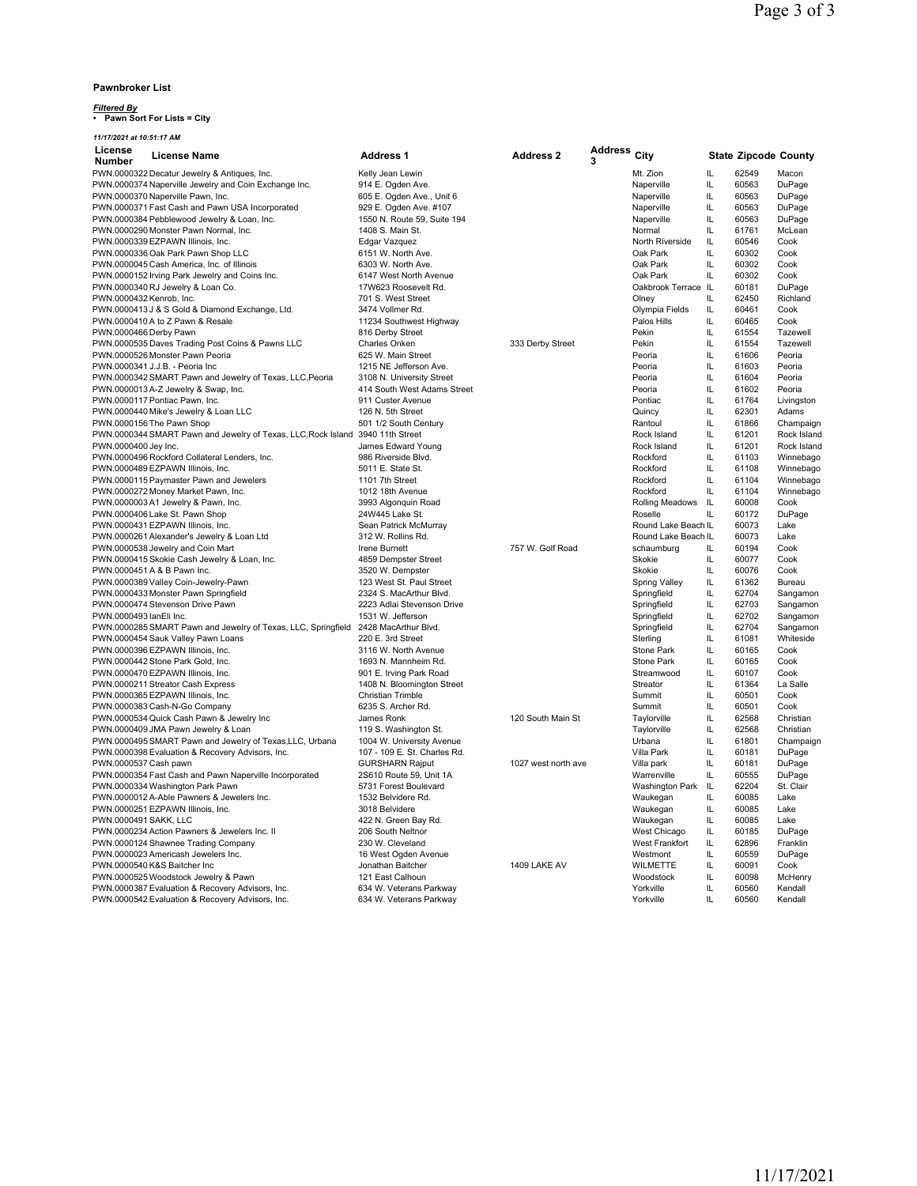**Pawnbroker List**

***Filtered By***

- **Pawn Sort For Lists = City**

*11/17/2021 at 10:51:17 AM*

| License Number | License Name | Address 1 | Address 2 | Address 3 | City | State | Zipcode | County |
|---|---|---|---|---|---|---|---|---|
| PWN.0000322 | Decatur Jewelry & Antiques, Inc. | Kelly Jean Lewin | | | Mt. Zion | IL | 62549 | Macon |
| PWN.0000374 | Naperville Jewelry and Coin Exchange Inc. | 914 E. Ogden Ave. | | | Naperville | IL | 60563 | DuPage |
| PWN.0000370 | Naperville Pawn, Inc. | 605 E. Ogden Ave., Unit 6 | | | Naperville | IL | 60563 | DuPage |
| PWN.0000371 | Fast Cash and Pawn USA Incorporated | 929 E. Ogden Ave. #107 | | | Naperville | IL | 60563 | DuPage |
| PWN.0000384 | Pebblewood Jewelry & Loan, Inc. | 1550 N. Route 59, Suite 194 | | | Naperville | IL | 60563 | DuPage |
| PWN.0000290 | Monster Pawn Normal, Inc. | 1408 S. Main St. | | | Normal | IL | 61761 | McLean |
| PWN.0000339 | EZPAWN Illinois, Inc. | Edgar Vazquez | | | North Riverside | IL | 60546 | Cook |
| PWN.0000336 | Oak Park Pawn Shop LLC | 6151 W. North Ave. | | | Oak Park | IL | 60302 | Cook |
| PWN.0000045 | Cash America, Inc. of Illinois | 6303 W. North Ave. | | | Oak Park | IL | 60302 | Cook |
| PWN.0000152 | Irving Park Jewelry and Coins Inc. | 6147 West North Avenue | | | Oak Park | IL | 60302 | Cook |
| PWN.0000340 | RJ Jewelry & Loan Co. | 17W623 Roosevelt Rd. | | | Oakbrook Terrace | IL | 60181 | DuPage |
| PWN.0000432 | Kenrob, Inc. | 701 S. West Street | | | Olney | IL | 62450 | Richland |
| PWN.0000413 | J & S Gold & Diamond Exchange, Ltd. | 3474 Vollmer Rd. | | | Olympia Fields | IL | 60461 | Cook |
| PWN.0000410 | A to Z Pawn & Resale | 11234 Southwest Highway | | | Palos Hills | IL | 60465 | Cook |
| PWN.0000466 | Derby Pawn | 816 Derby Street | | | Pekin | IL | 61554 | Tazewell |
| PWN.0000535 | Daves Trading Post Coins & Pawns LLC | Charles Onken | 333 Derby Street | | Pekin | IL | 61554 | Tazewell |
| PWN.0000526 | Monster Pawn Peoria | 625 W. Main Street | | | Peoria | IL | 61606 | Peoria |
| PWN.0000341 | J.J.B. - Peoria Inc | 1215 NE Jefferson Ave. | | | Peoria | IL | 61603 | Peoria |
| PWN.0000342 | SMART Pawn and Jewelry of Texas, LLC,Peoria | 3108 N. University Street | | | Peoria | IL | 61604 | Peoria |
| PWN.0000013 | A-Z Jewelry & Swap, Inc. | 414 South West Adams Street | | | Peoria | IL | 61602 | Peoria |
| PWN.0000117 | Pontiac Pawn, Inc. | 911 Custer Avenue | | | Pontiac | IL | 61764 | Livingston |
| PWN.0000440 | Mike's Jewelry & Loan LLC | 126 N. 5th Street | | | Quincy | IL | 62301 | Adams |
| PWN.0000156 | The Pawn Shop | 501 1/2 South Century | | | Rantoul | IL | 61866 | Champaign |
| PWN.0000344 | SMART Pawn and Jewelry of Texas, LLC,Rock Island | 3940 11th Street | | | Rock Island | IL | 61201 | Rock Island |
| PWN.0000400 | Jey Inc. | James Edward Young | | | Rock Island | IL | 61201 | Rock Island |
| PWN.0000496 | Rockford Collateral Lenders, Inc. | 986 Riverside Blvd. | | | Rockford | IL | 61103 | Winnebago |
| PWN.0000489 | EZPAWN Illinois, Inc. | 5011 E. State St. | | | Rockford | IL | 61108 | Winnebago |
| PWN.0000115 | Paymaster Pawn and Jewelers | 1101 7th Street | | | Rockford | IL | 61104 | Winnebago |
| PWN.0000272 | Money Market Pawn, Inc. | 1012 18th Avenue | | | Rockford | IL | 61104 | Winnebago |
| PWN.0000003 | A1 Jewelry & Pawn, Inc. | 3993 Algonquin Road | | | Rolling Meadows | IL | 60008 | Cook |
| PWN.0000406 | Lake St. Pawn Shop | 24W445 Lake St. | | | Roselle | IL | 60172 | DuPage |
| PWN.0000431 | EZPAWN Illinois, Inc. | Sean Patrick McMurray | | | Round Lake Beach | IL | 60073 | Lake |
| PWN.0000261 | Alexander's Jewelry & Loan Ltd | 312 W. Rollins Rd. | | | Round Lake Beach | IL | 60073 | Lake |
| PWN.0000538 | Jewelry and Coin Mart | Irene Burnett | 757 W. Golf Road | | schaumburg | IL | 60194 | Cook |
| PWN.0000415 | Skokie Cash Jewelry & Loan, Inc. | 4859 Dempster Street | | | Skokie | IL | 60077 | Cook |
| PWN.0000451 | A & B Pawn Inc. | 3520 W. Dempster | | | Skokie | IL | 60076 | Cook |
| PWN.0000389 | Valley Coin-Jewelry-Pawn | 123 West St. Paul Street | | | Spring Valley | IL | 61362 | Bureau |
| PWN.0000433 | Monster Pawn Springfield | 2324 S. MacArthur Blvd. | | | Springfield | IL | 62704 | Sangamon |
| PWN.0000474 | Stevenson Drive Pawn | 2223 Adlai Stevenson Drive | | | Springfield | IL | 62703 | Sangamon |
| PWN.0000493 | IanEli Inc. | 1531 W. Jefferson | | | Springfield | IL | 62702 | Sangamon |
| PWN.0000285 | SMART Pawn and Jewelry of Texas, LLC, Springfield | 2428 MacArthur Blvd. | | | Springfield | IL | 62704 | Sangamon |
| PWN.0000454 | Sauk Valley Pawn Loans | 220 E. 3rd Street | | | Sterling | IL | 61081 | Whiteside |
| PWN.0000396 | EZPAWN Illinois, Inc. | 3116 W. North Avenue | | | Stone Park | IL | 60165 | Cook |
| PWN.0000442 | Stone Park Gold, Inc. | 1693 N. Mannheim Rd. | | | Stone Park | IL | 60165 | Cook |
| PWN.0000470 | EZPAWN Illinois, Inc. | 901 E. Irving Park Road | | | Streamwood | IL | 60107 | Cook |
| PWN.0000211 | Streator Cash Express | 1408 N. Bloomington Street | | | Streator | IL | 61364 | La Salle |
| PWN.0000365 | EZPAWN Illinois, Inc. | Christian Trimble | | | Summit | IL | 60501 | Cook |
| PWN.0000383 | Cash-N-Go Company | 6235 S. Archer Rd. | | | Summit | IL | 60501 | Cook |
| PWN.0000534 | Quick Cash Pawn & Jewelry Inc | James Ronk | 120 South Main St | | Taylorville | IL | 62568 | Christian |
| PWN.0000409 | JMA Pawn Jewelry & Loan | 119 S. Washington St. | | | Taylorville | IL | 62568 | Christian |
| PWN.0000495 | SMART Pawn and Jewelry of Texas,LLC, Urbana | 1004 W. University Avenue | | | Urbana | IL | 61801 | Champaign |
| PWN.0000398 | Evaluation & Recovery Advisors, Inc. | 107 - 109 E. St. Charles Rd. | | | Villa Park | IL | 60181 | DuPage |
| PWN.0000537 | Cash pawn | GURSHARN Rajput | 1027 west north ave | | Villa park | IL | 60181 | DuPage |
| PWN.0000354 | Fast Cash and Pawn Naperville Incorporated | 2S610 Route 59, Unit 1A | | | Warrenville | IL | 60555 | DuPage |
| PWN.0000334 | Washington Park Pawn | 5731 Forest Boulevard | | | Washington Park | IL | 62204 | St. Clair |
| PWN.0000012 | A-Able Pawners & Jewelers Inc. | 1532 Belvidere Rd. | | | Waukegan | IL | 60085 | Lake |
| PWN.0000251 | EZPAWN Illinois, Inc. | 3018 Belvidere | | | Waukegan | IL | 60085 | Lake |
| PWN.0000491 | SAKK, LLC | 422 N. Green Bay Rd. | | | Waukegan | IL | 60085 | Lake |
| PWN.0000234 | Action Pawners & Jewelers Inc. II | 206 South Neltnor | | | West Chicago | IL | 60185 | DuPage |
| PWN.0000124 | Shawnee Trading Company | 230 W. Cleveland | | | West Frankfort | IL | 62896 | Franklin |
| PWN.0000023 | Americash Jewelers Inc. | 16 West Ogden Avenue | | | Westmont | IL | 60559 | DuPage |
| PWN.0000540 | K&S Baitcher Inc | Jonathan Baitcher | 1409 LAKE AV | | WILMETTE | IL | 60091 | Cook |
| PWN.0000525 | Woodstock Jewelry & Pawn | 121 East Calhoun | | | Woodstock | IL | 60098 | McHenry |
| PWN.0000387 | Evaluation & Recovery Advisors, Inc. | 634 W. Veterans Parkway | | | Yorkville | IL | 60560 | Kendall |
| PWN.0000542 | Evaluation & Recovery Advisors, Inc. | 634 W. Veterans Parkway | | | Yorkville | IL | 60560 | Kendall |